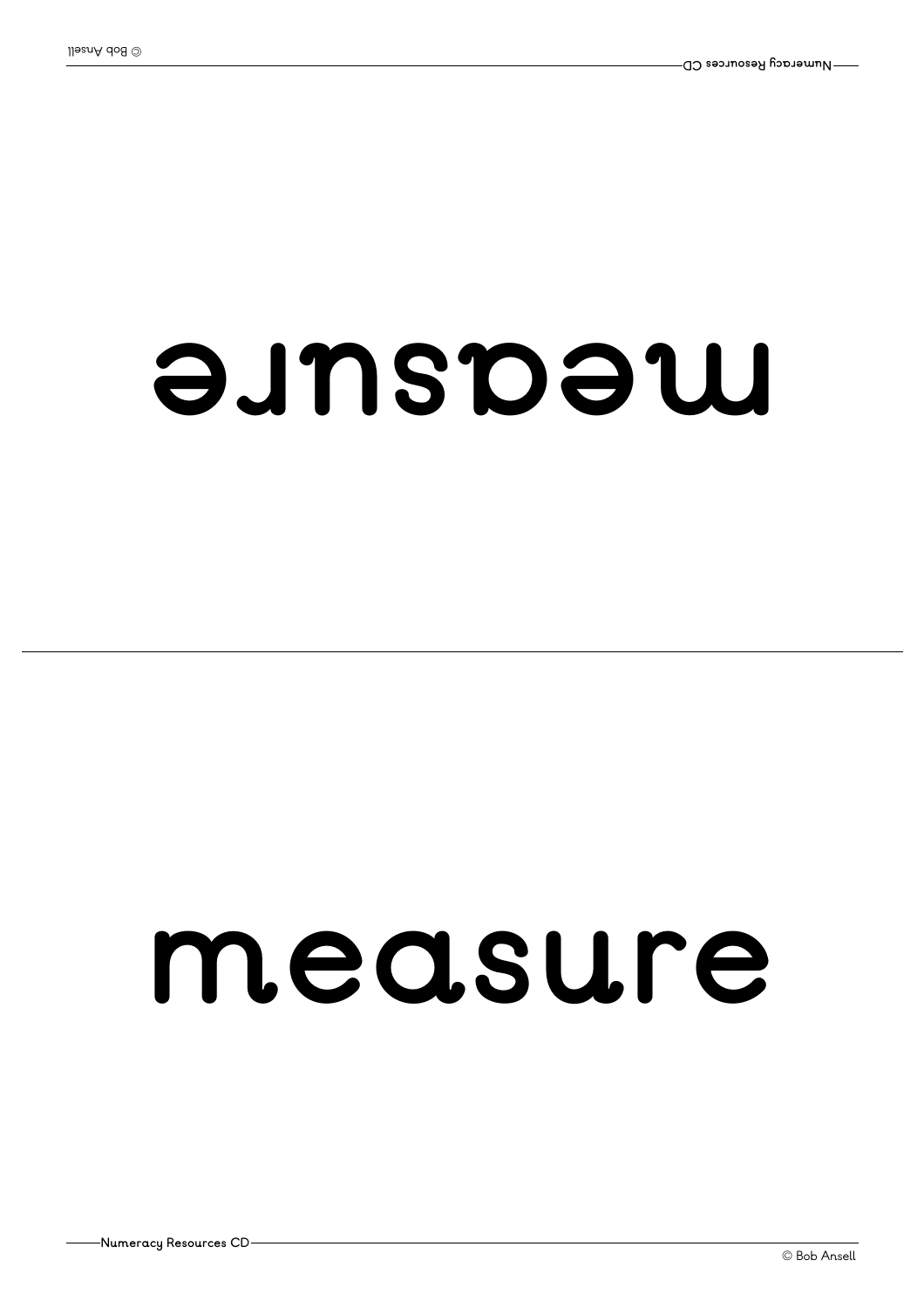measure

measure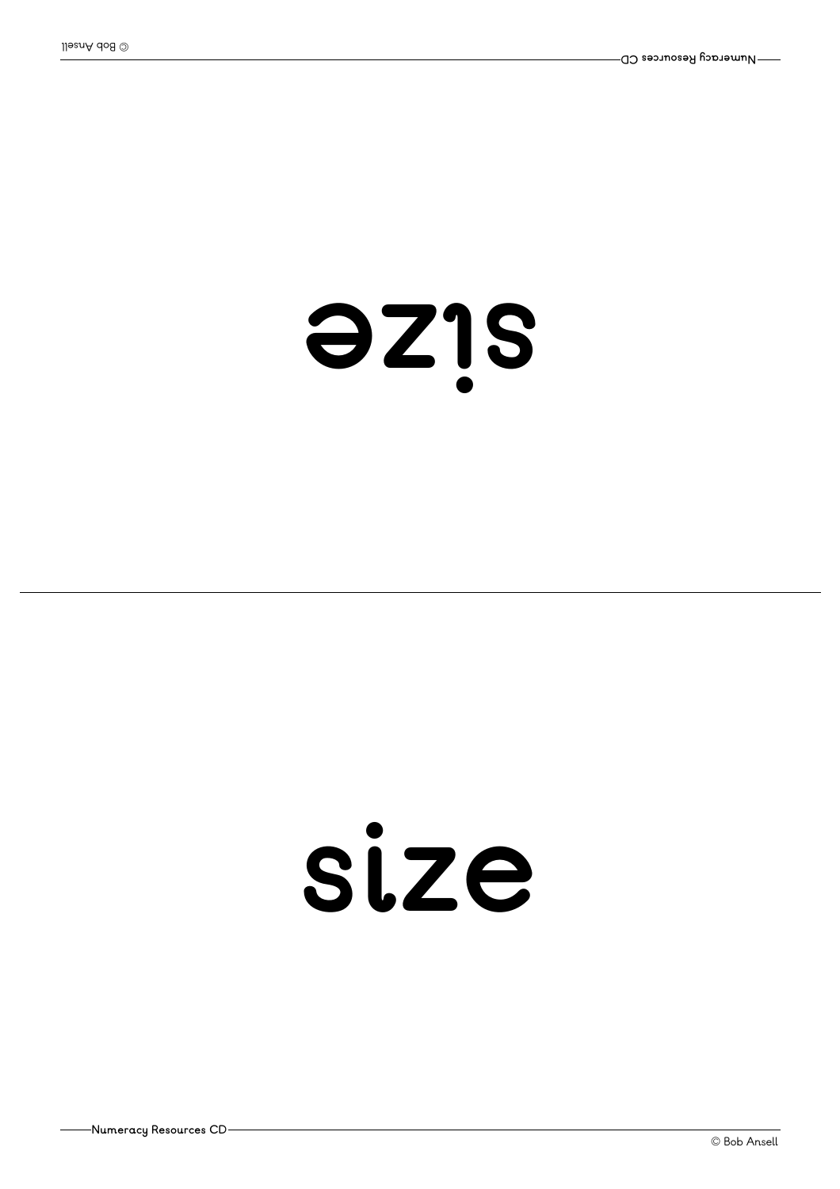size

size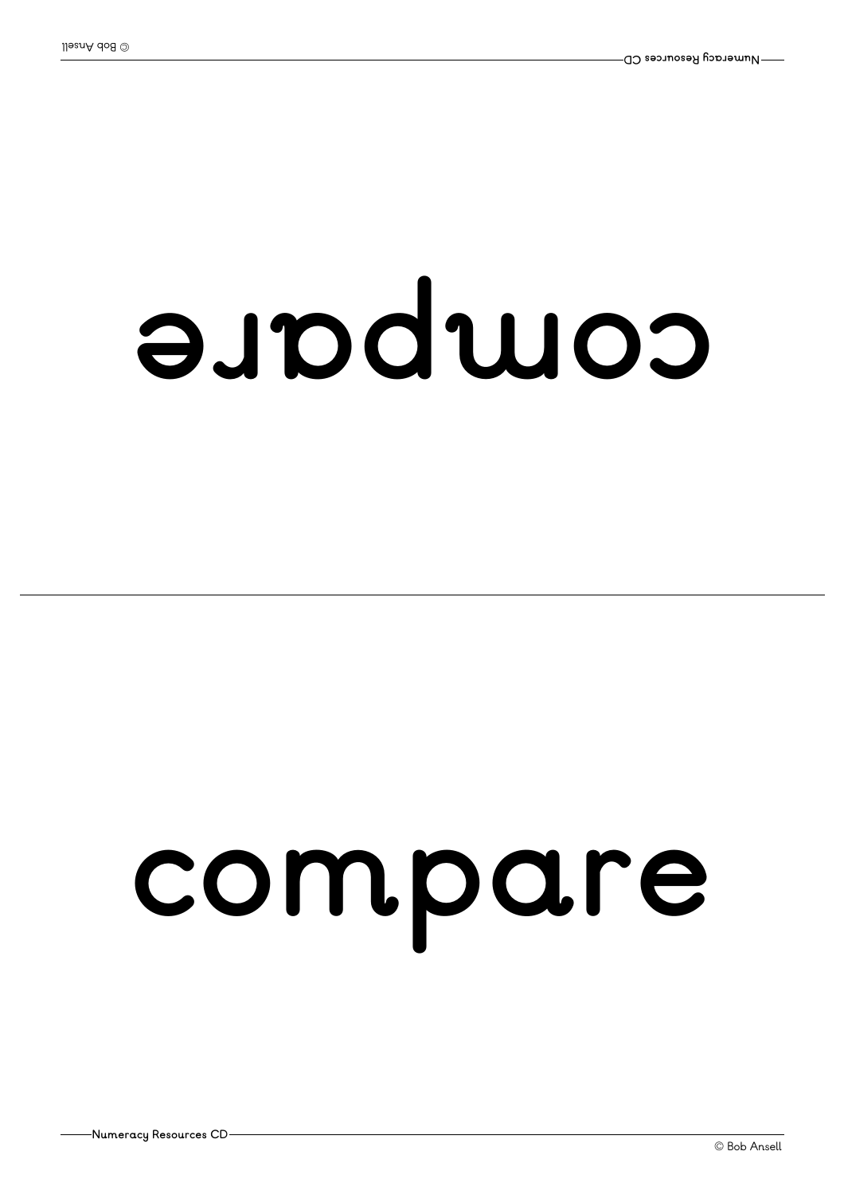compare

compare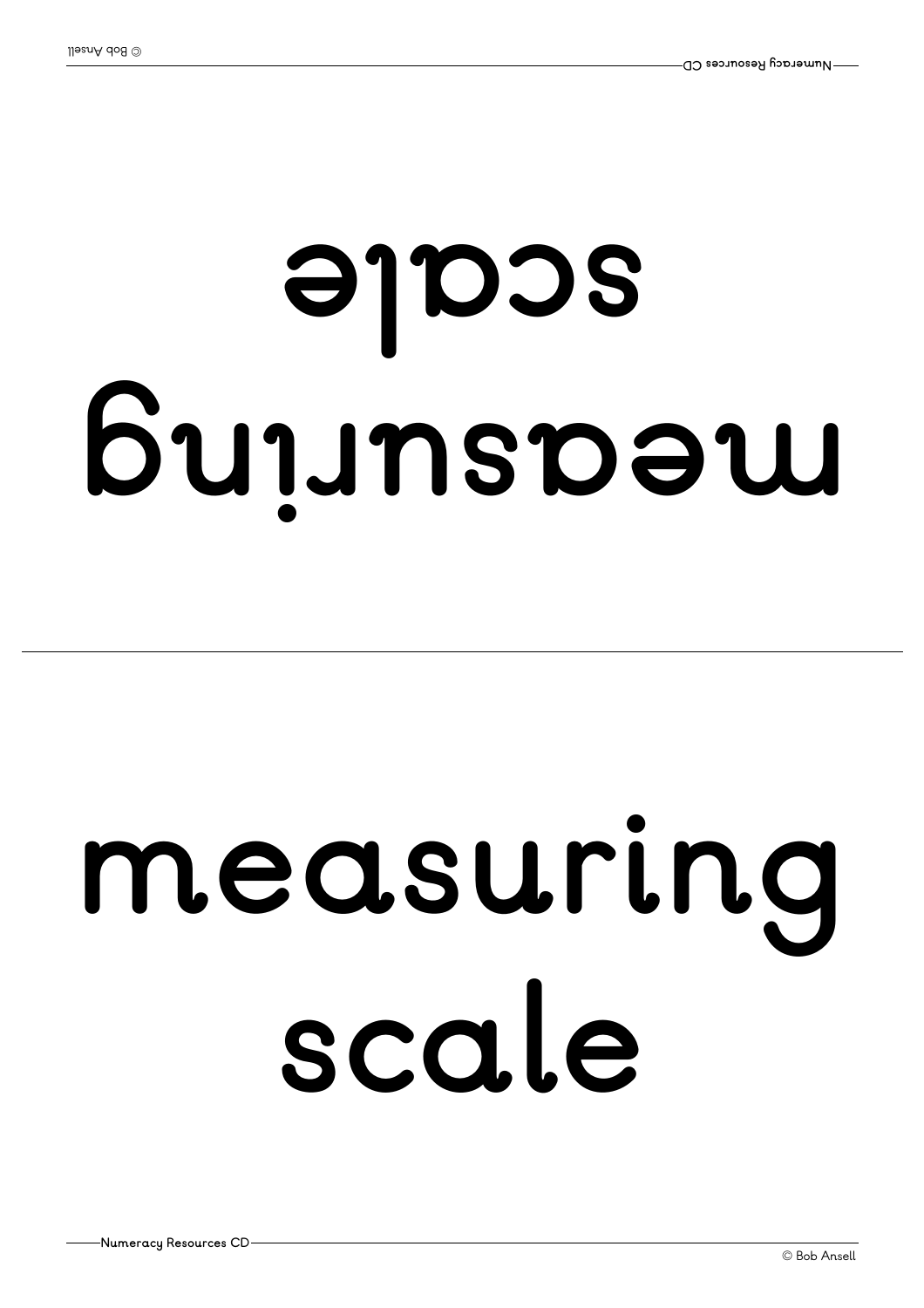measuring scale

measuring scale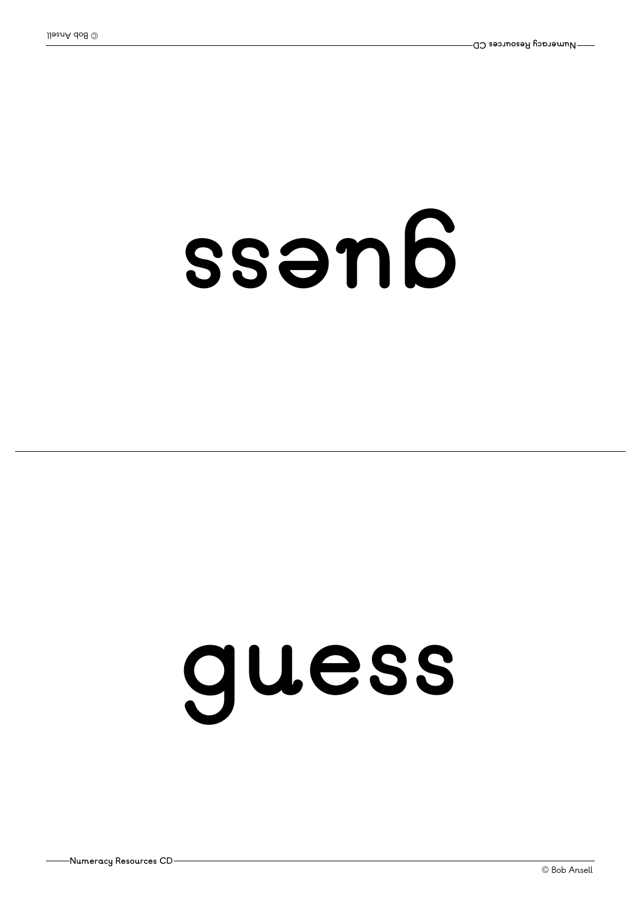guess

guess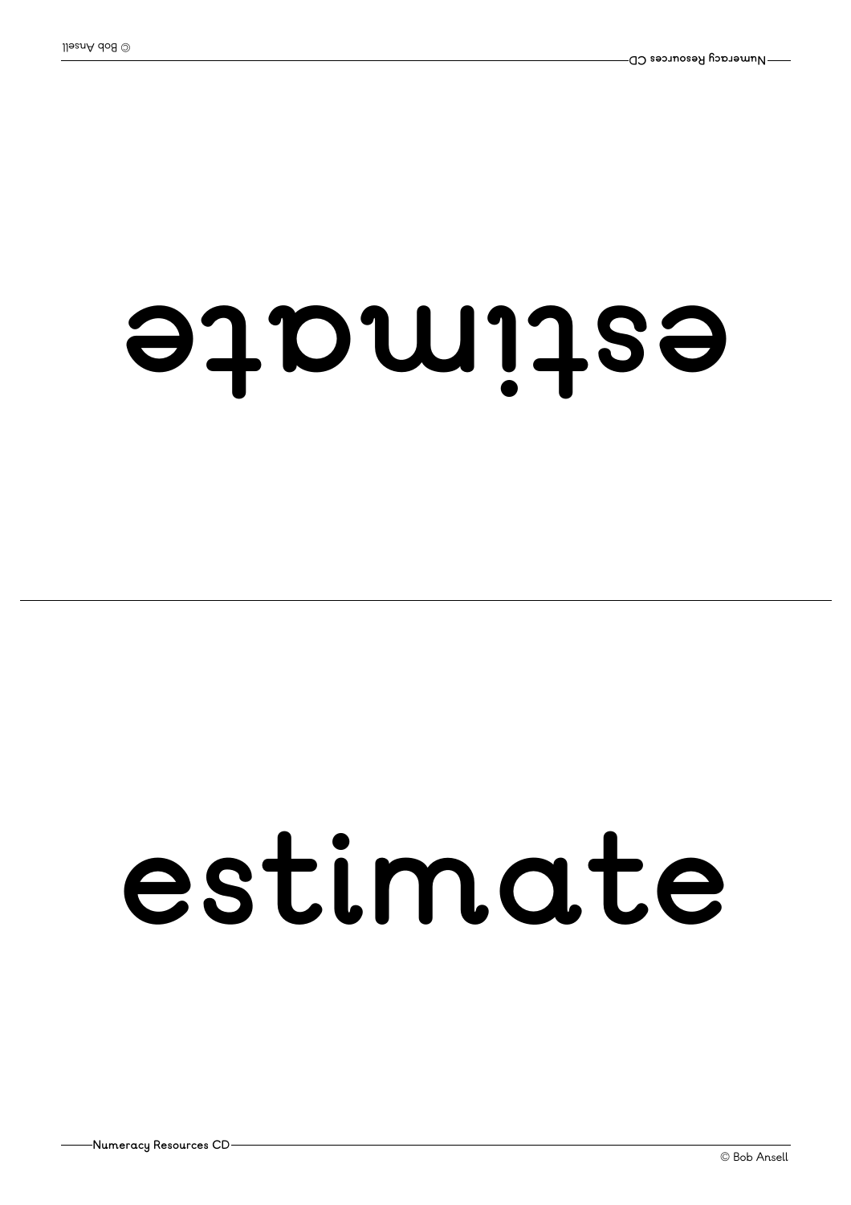estimate

estimate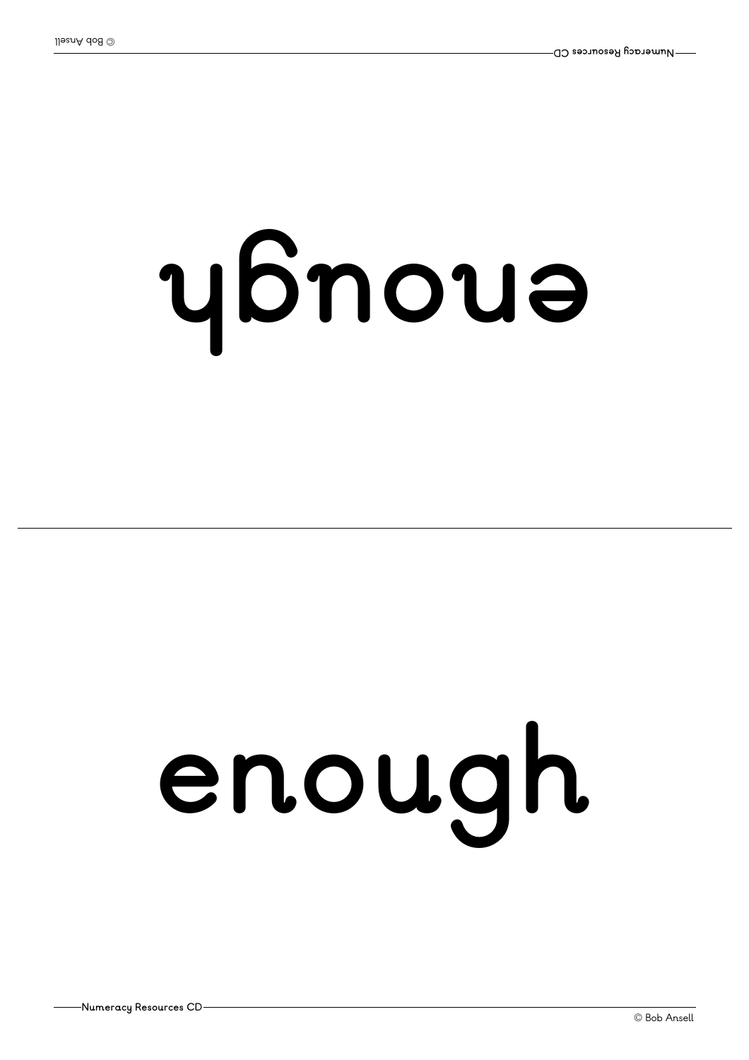enough

enough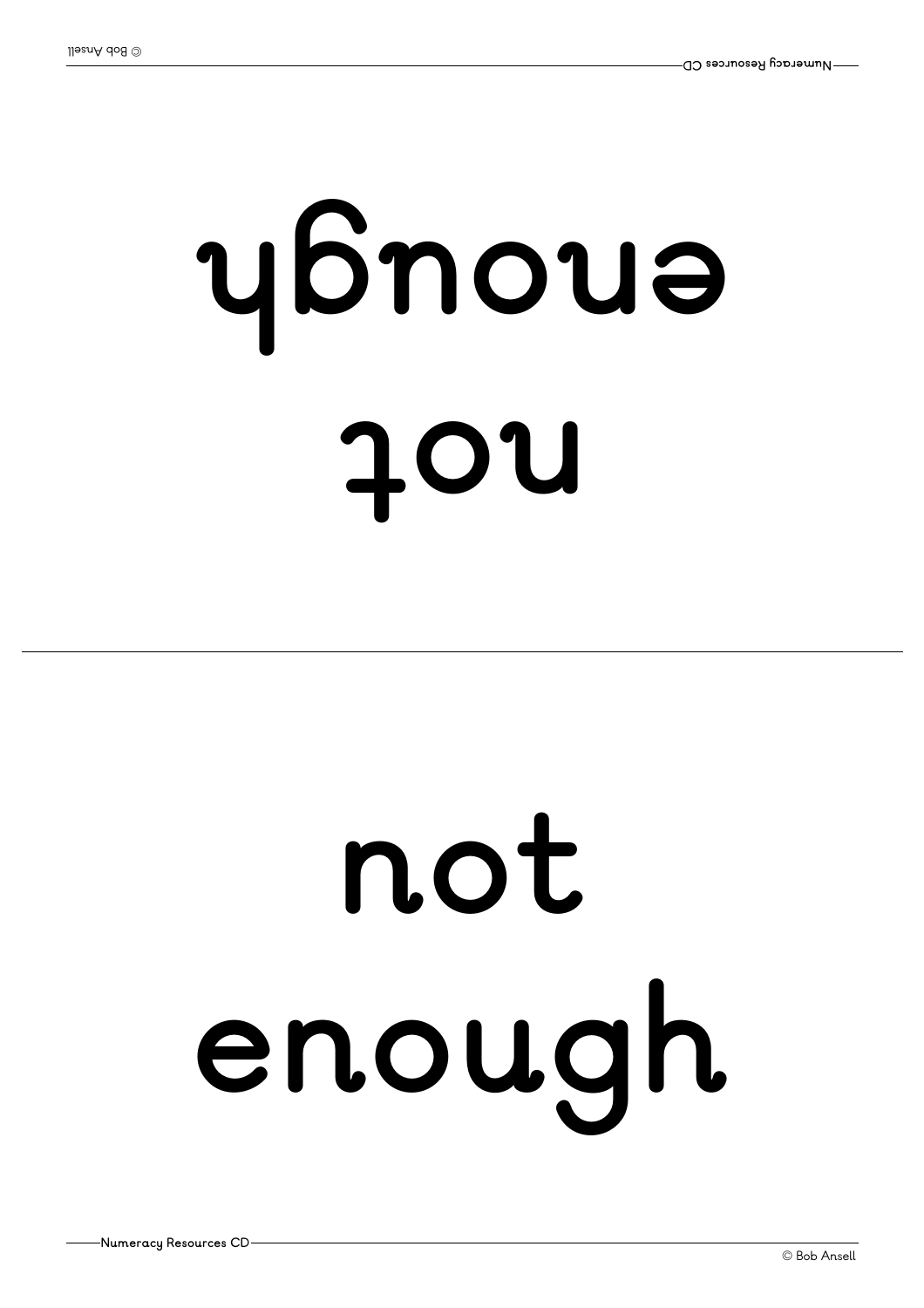not
enough

not
enough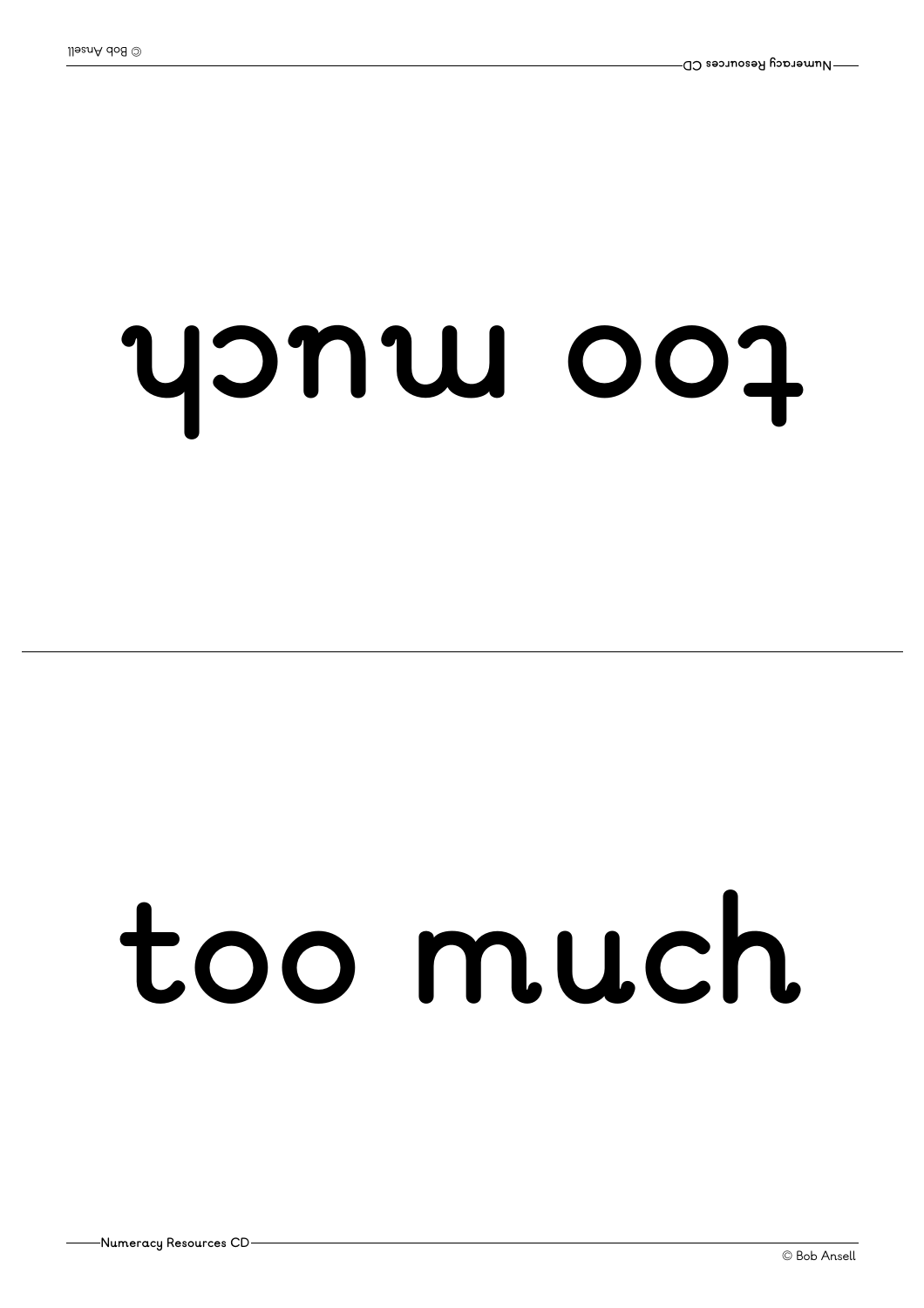too much

too much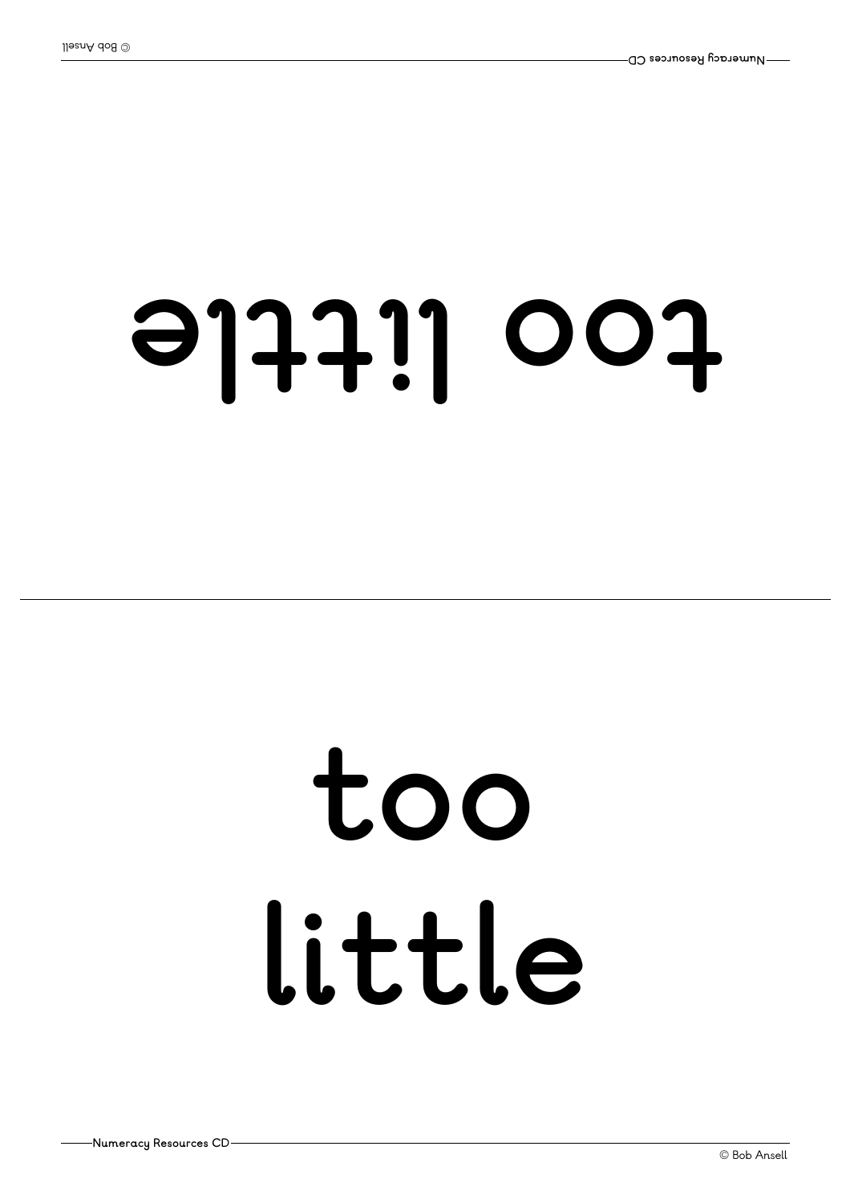too little

too
little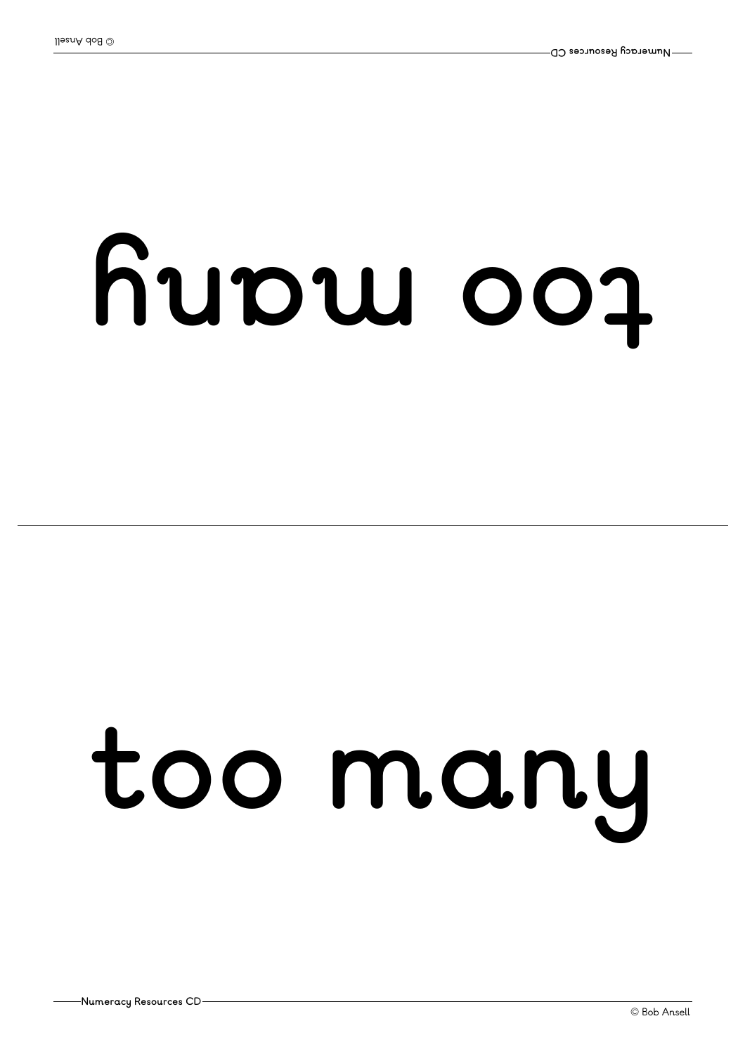too many

too many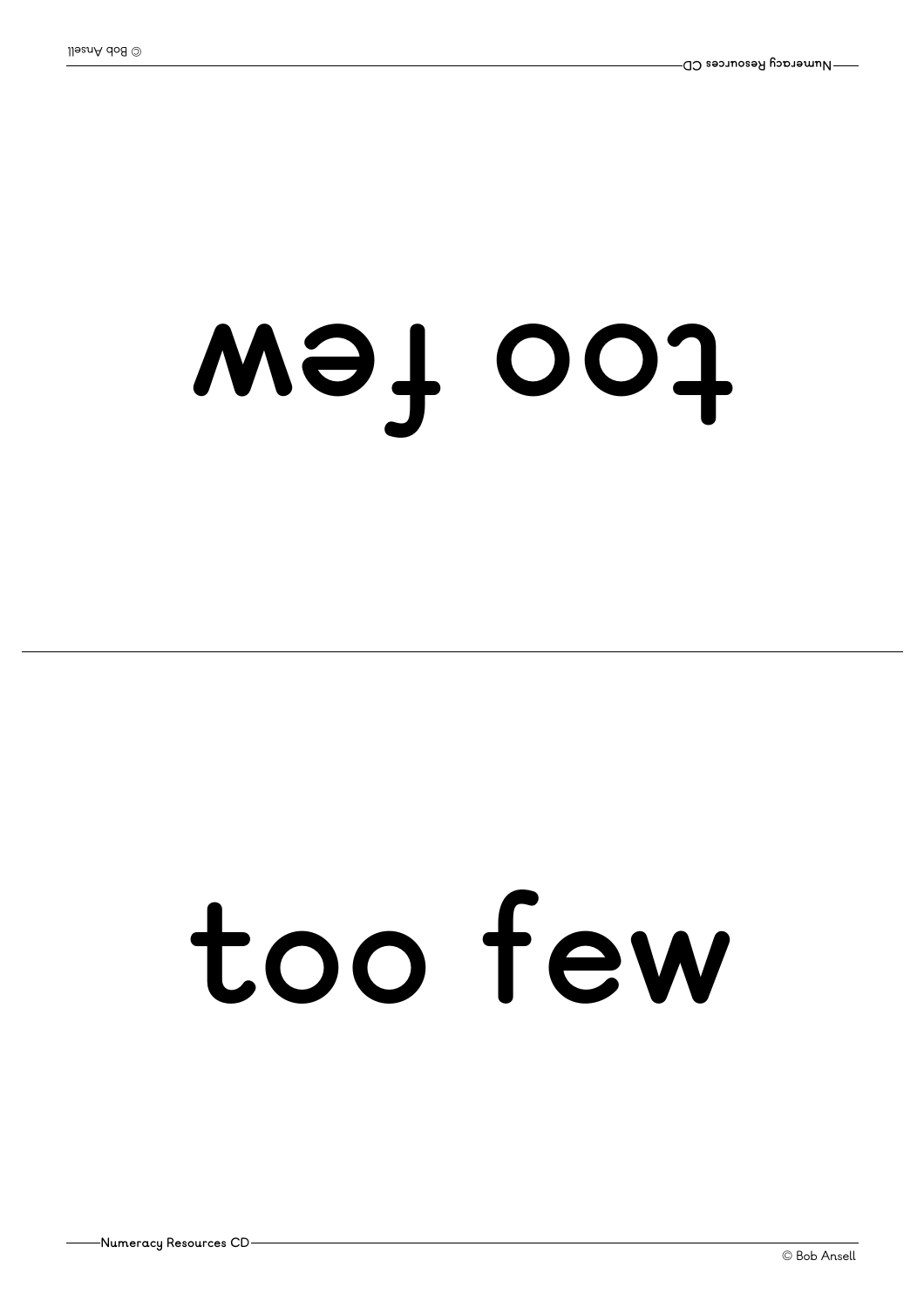too few

too few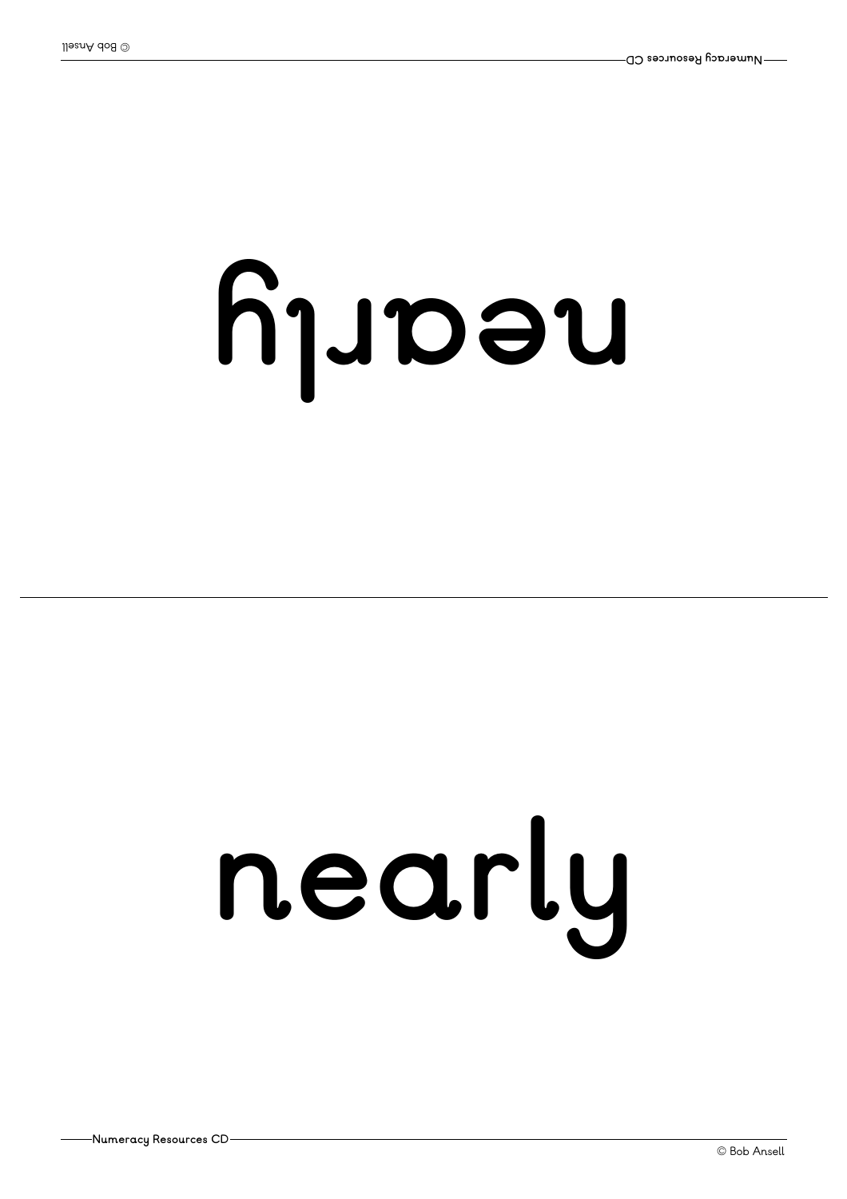nearly

nearly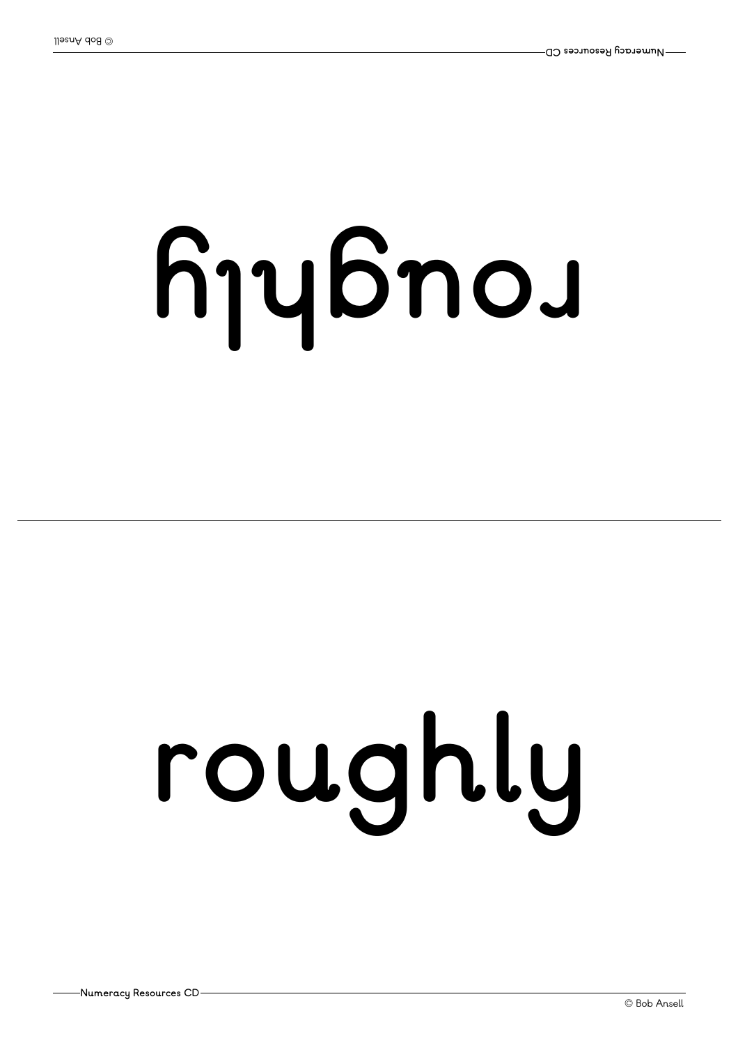roughly

roughly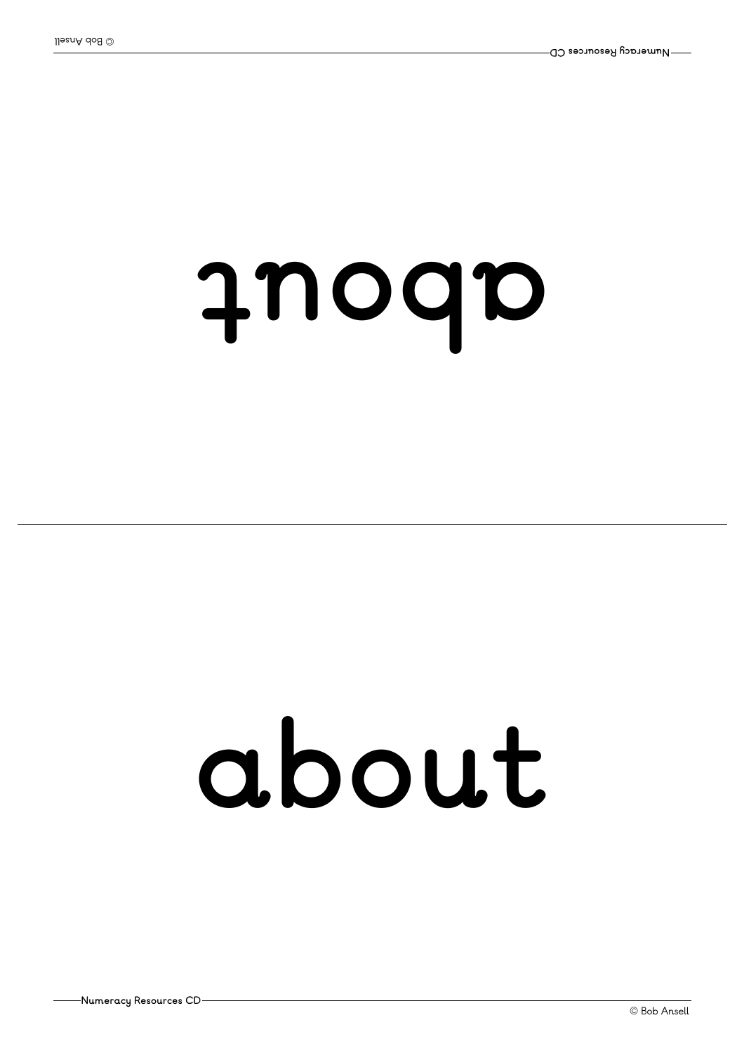about

about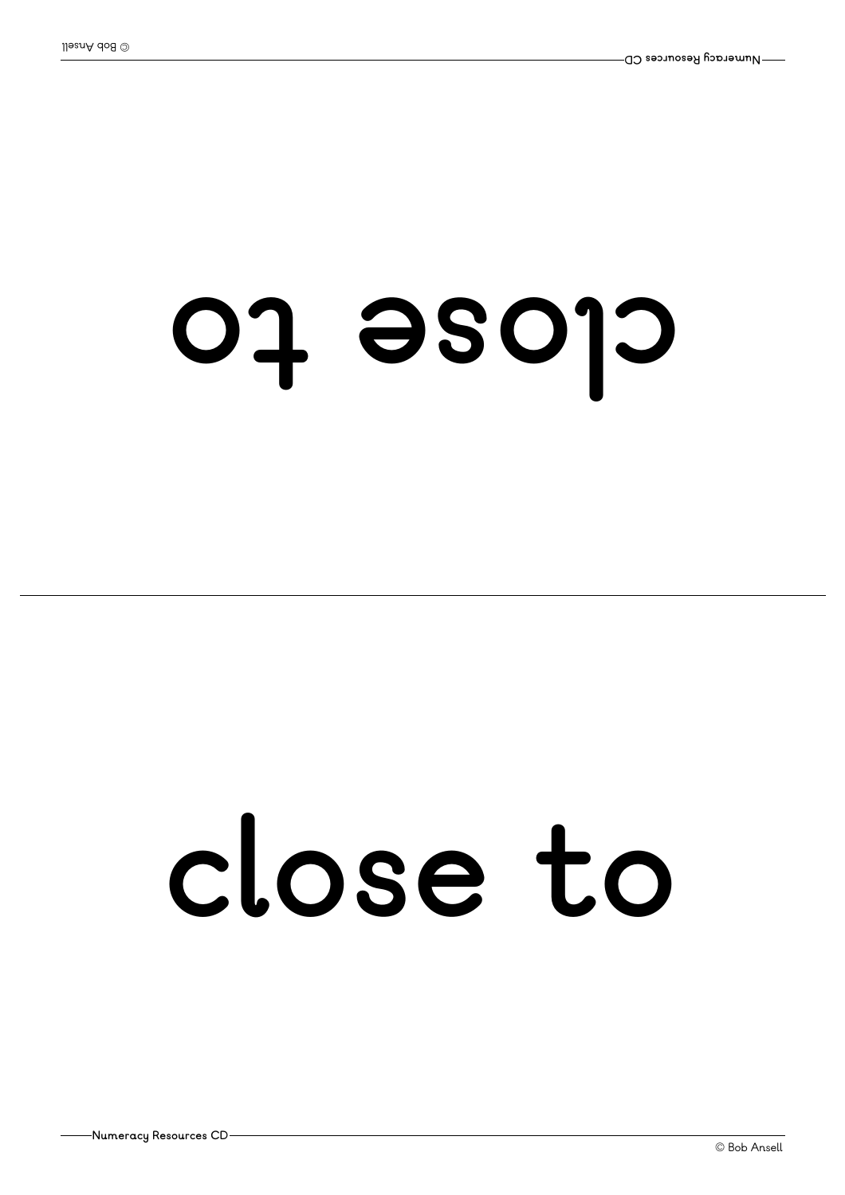close to

close to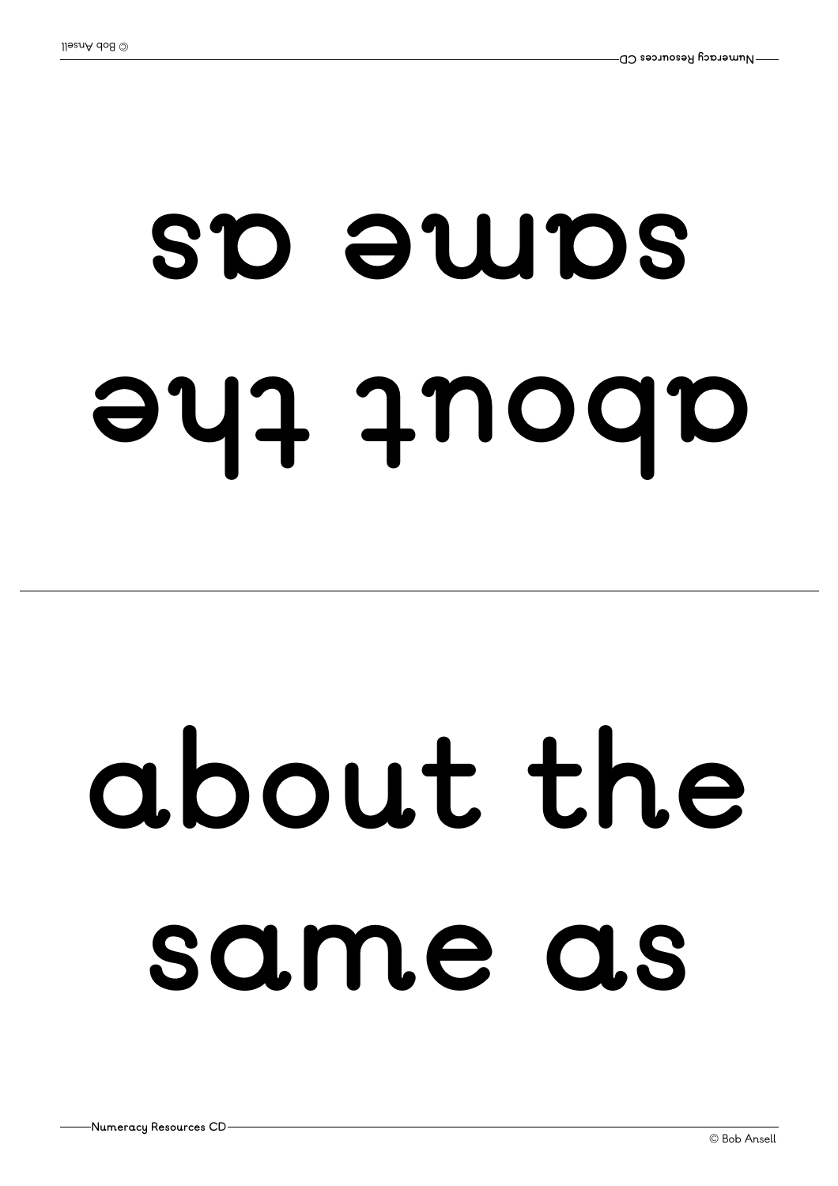about the
same as

about the
same as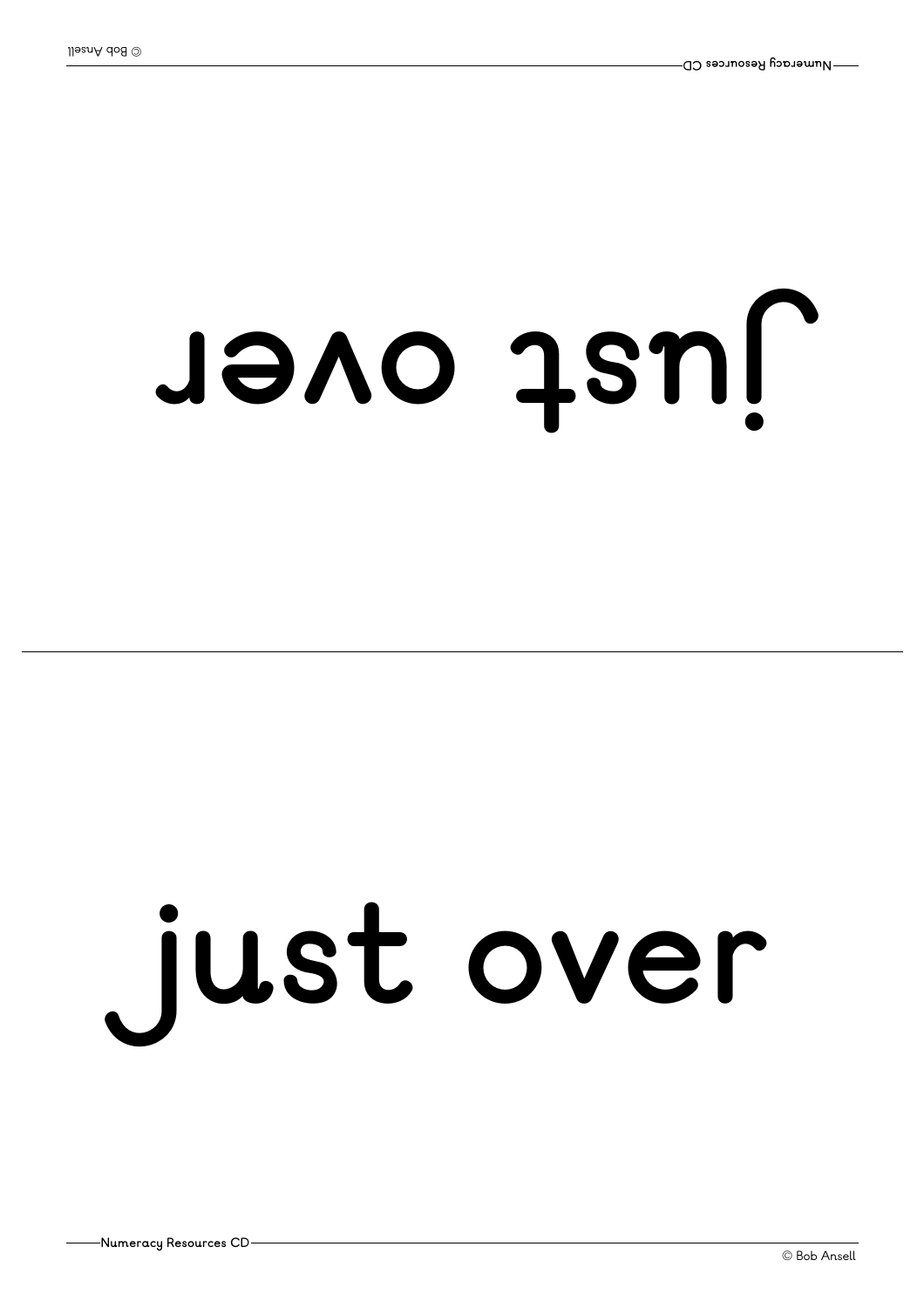just over

just over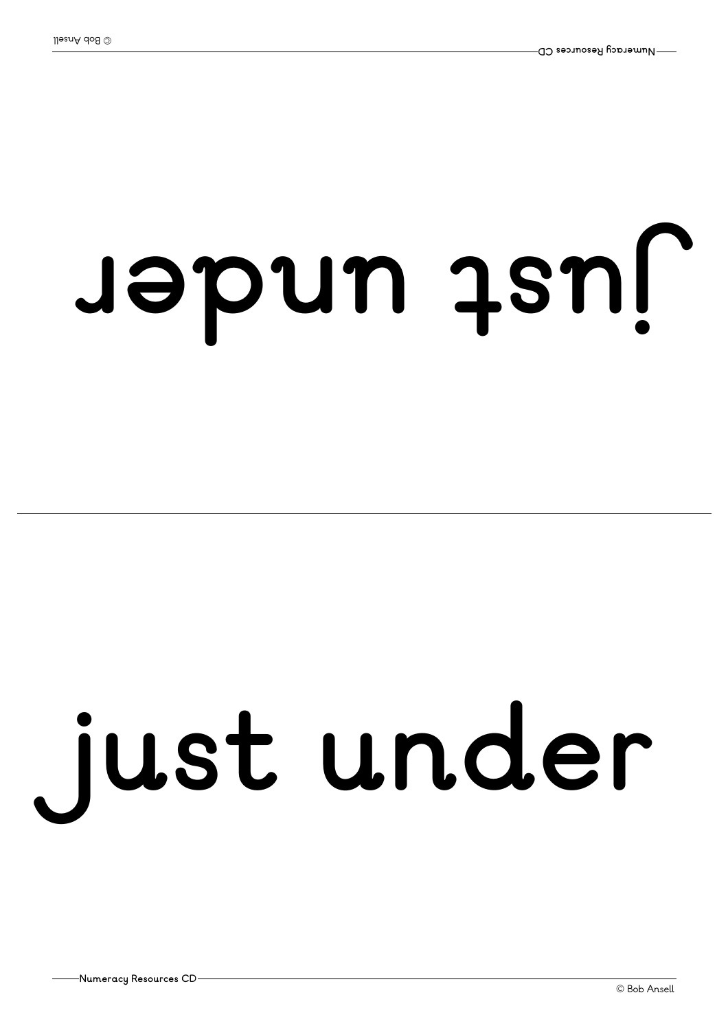just under

just under